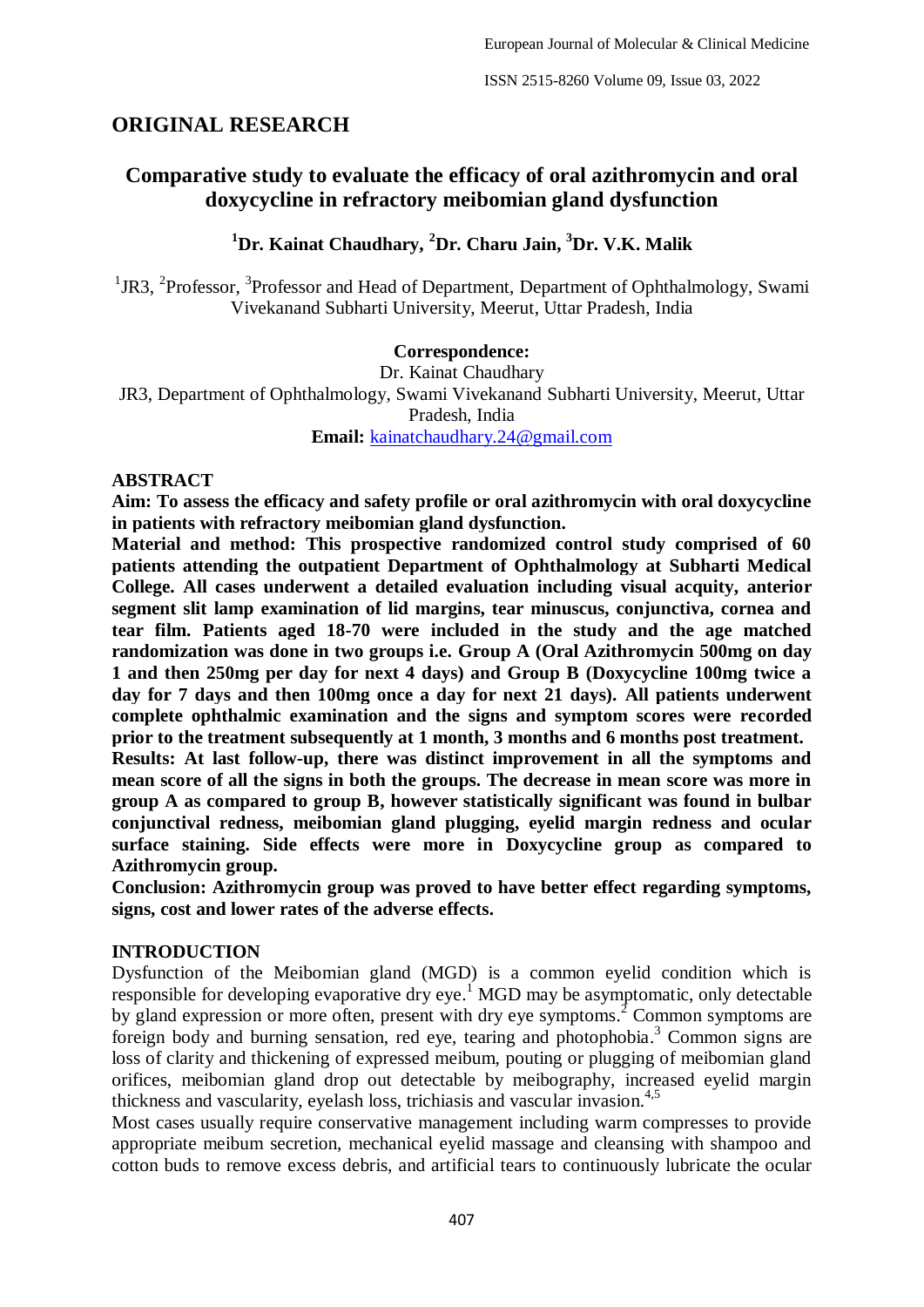## ORIGINAL RESEARCH

# Comparative study to evaluate the efficacy of oral azithromycin and oral doxycycline in refractory meibomian gland dysfunction

**[1]Dr. Kainat Chaudhary, [2]Dr. Charu Jain, [3]Dr. V.K. Malik**

[1]JR3, [2]Professor, [3]Professor and Head of Department, Department of Ophthalmology, Swami Vivekanand Subharti University, Meerut, Uttar Pradesh, India

**Correspondence:**
Dr. Kainat Chaudhary
JR3, Department of Ophthalmology, Swami Vivekanand Subharti University, Meerut, Uttar Pradesh, India
**Email:** kainatchaudhary.24@gmail.com

## ABSTRACT

**Aim: To assess the efficacy and safety profile or oral azithromycin with oral doxycycline in patients with refractory meibomian gland dysfunction.**

**Material and method: This prospective randomized control study comprised of 60 patients attending the outpatient Department of Ophthalmology at Subharti Medical College. All cases underwent a detailed evaluation including visual acquity, anterior segment slit lamp examination of lid margins, tear minuscus, conjunctiva, cornea and tear film. Patients aged 18-70 were included in the study and the age matched randomization was done in two groups i.e. Group A (Oral Azithromycin 500mg on day 1 and then 250mg per day for next 4 days) and Group B (Doxycycline 100mg twice a day for 7 days and then 100mg once a day for next 21 days). All patients underwent complete ophthalmic examination and the signs and symptom scores were recorded prior to the treatment subsequently at 1 month, 3 months and 6 months post treatment.**

**Results: At last follow-up, there was distinct improvement in all the symptoms and mean score of all the signs in both the groups. The decrease in mean score was more in group A as compared to group B, however statistically significant was found in bulbar conjunctival redness, meibomian gland plugging, eyelid margin redness and ocular surface staining. Side effects were more in Doxycycline group as compared to Azithromycin group.**

**Conclusion: Azithromycin group was proved to have better effect regarding symptoms, signs, cost and lower rates of the adverse effects.**

## INTRODUCTION

Dysfunction of the Meibomian gland (MGD) is a common eyelid condition which is responsible for developing evaporative dry eye.[1] MGD may be asymptomatic, only detectable by gland expression or more often, present with dry eye symptoms.[2] Common symptoms are foreign body and burning sensation, red eye, tearing and photophobia.[3] Common signs are loss of clarity and thickening of expressed meibum, pouting or plugging of meibomian gland orifices, meibomian gland drop out detectable by meibography, increased eyelid margin thickness and vascularity, eyelash loss, trichiasis and vascular invasion.[4,5]

Most cases usually require conservative management including warm compresses to provide appropriate meibum secretion, mechanical eyelid massage and cleansing with shampoo and cotton buds to remove excess debris, and artificial tears to continuously lubricate the ocular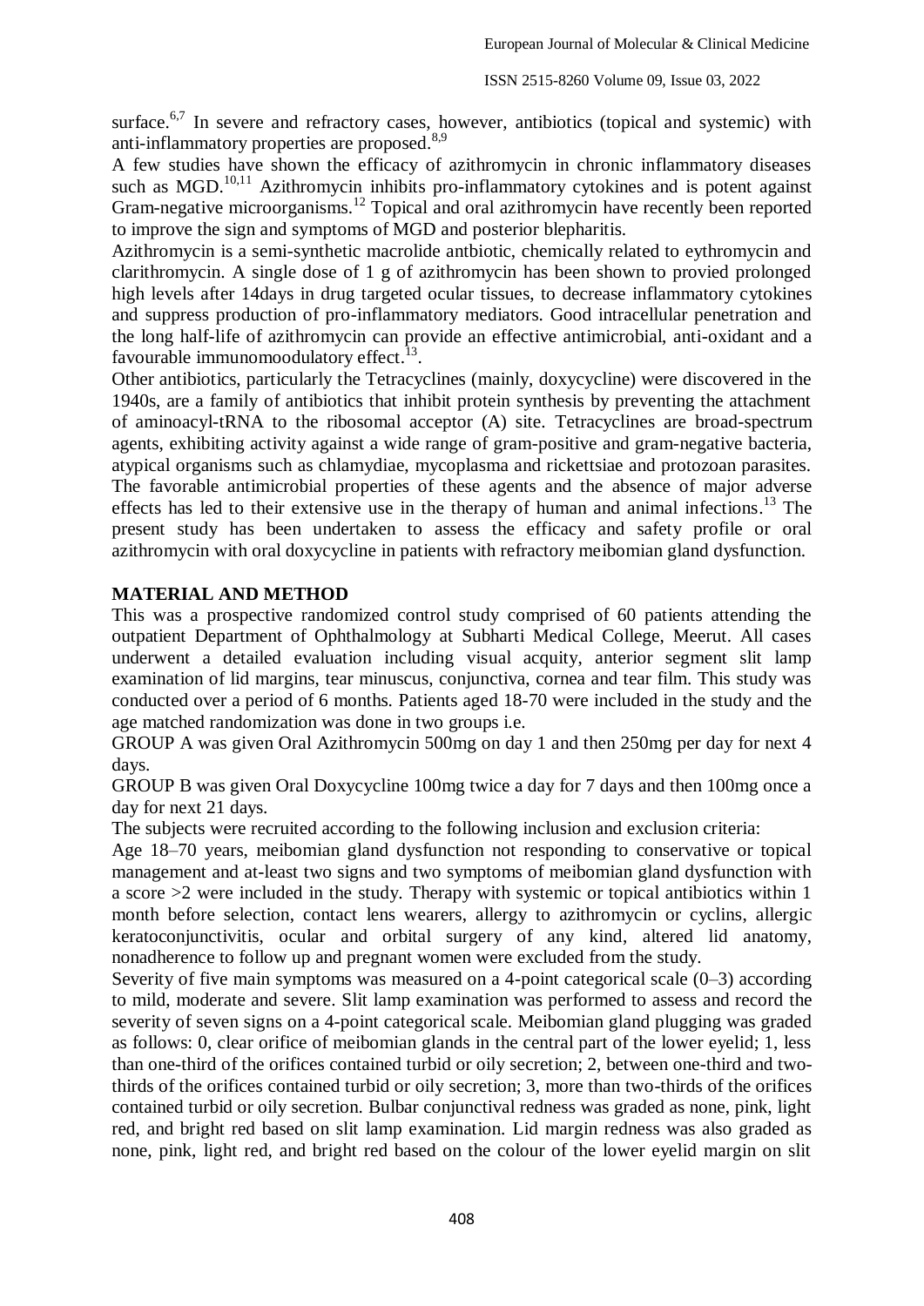surface.[6,7] In severe and refractory cases, however, antibiotics (topical and systemic) with anti-inflammatory properties are proposed.[8,9]

A few studies have shown the efficacy of azithromycin in chronic inflammatory diseases such as MGD.[10,11] Azithromycin inhibits pro-inflammatory cytokines and is potent against Gram-negative microorganisms.[12] Topical and oral azithromycin have recently been reported to improve the sign and symptoms of MGD and posterior blepharitis.

Azithromycin is a semi-synthetic macrolide antbiotic, chemically related to eythromycin and clarithromycin. A single dose of 1 g of azithromycin has been shown to provied prolonged high levels after 14days in drug targeted ocular tissues, to decrease inflammatory cytokines and suppress production of pro-inflammatory mediators. Good intracellular penetration and the long half-life of azithromycin can provide an effective antimicrobial, anti-oxidant and a favourable immunomoodulatory effect.[13].

Other antibiotics, particularly the Tetracyclines (mainly, doxycycline) were discovered in the 1940s, are a family of antibiotics that inhibit protein synthesis by preventing the attachment of aminoacyl-tRNA to the ribosomal acceptor (A) site. Tetracyclines are broad-spectrum agents, exhibiting activity against a wide range of gram-positive and gram-negative bacteria, atypical organisms such as chlamydiae, mycoplasma and rickettsiae and protozoan parasites. The favorable antimicrobial properties of these agents and the absence of major adverse effects has led to their extensive use in the therapy of human and animal infections.[13] The present study has been undertaken to assess the efficacy and safety profile or oral azithromycin with oral doxycycline in patients with refractory meibomian gland dysfunction.

## MATERIAL AND METHOD

This was a prospective randomized control study comprised of 60 patients attending the outpatient Department of Ophthalmology at Subharti Medical College, Meerut. All cases underwent a detailed evaluation including visual acquity, anterior segment slit lamp examination of lid margins, tear minuscus, conjunctiva, cornea and tear film. This study was conducted over a period of 6 months. Patients aged 18-70 were included in the study and the age matched randomization was done in two groups i.e.

GROUP A was given Oral Azithromycin 500mg on day 1 and then 250mg per day for next 4 days.

GROUP B was given Oral Doxycycline 100mg twice a day for 7 days and then 100mg once a day for next 21 days.

The subjects were recruited according to the following inclusion and exclusion criteria:

Age 18–70 years, meibomian gland dysfunction not responding to conservative or topical management and at-least two signs and two symptoms of meibomian gland dysfunction with a score >2 were included in the study. Therapy with systemic or topical antibiotics within 1 month before selection, contact lens wearers, allergy to azithromycin or cyclins, allergic keratoconjunctivitis, ocular and orbital surgery of any kind, altered lid anatomy, nonadherence to follow up and pregnant women were excluded from the study.

Severity of five main symptoms was measured on a 4-point categorical scale (0–3) according to mild, moderate and severe. Slit lamp examination was performed to assess and record the severity of seven signs on a 4-point categorical scale. Meibomian gland plugging was graded as follows: 0, clear orifice of meibomian glands in the central part of the lower eyelid; 1, less than one-third of the orifices contained turbid or oily secretion; 2, between one-third and two-thirds of the orifices contained turbid or oily secretion; 3, more than two-thirds of the orifices contained turbid or oily secretion. Bulbar conjunctival redness was graded as none, pink, light red, and bright red based on slit lamp examination. Lid margin redness was also graded as none, pink, light red, and bright red based on the colour of the lower eyelid margin on slit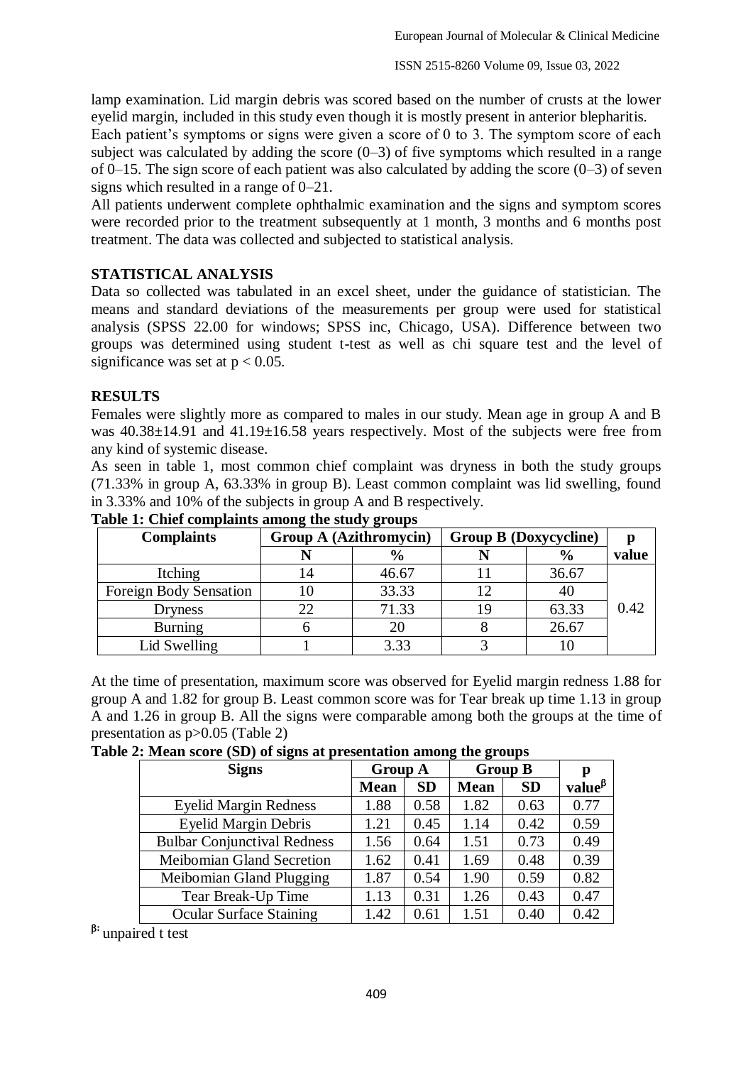lamp examination. Lid margin debris was scored based on the number of crusts at the lower eyelid margin, included in this study even though it is mostly present in anterior blepharitis.

Each patient's symptoms or signs were given a score of 0 to 3. The symptom score of each subject was calculated by adding the score (0–3) of five symptoms which resulted in a range of 0–15. The sign score of each patient was also calculated by adding the score (0–3) of seven signs which resulted in a range of 0–21.

All patients underwent complete ophthalmic examination and the signs and symptom scores were recorded prior to the treatment subsequently at 1 month, 3 months and 6 months post treatment. The data was collected and subjected to statistical analysis.

## STATISTICAL ANALYSIS

Data so collected was tabulated in an excel sheet, under the guidance of statistician. The means and standard deviations of the measurements per group were used for statistical analysis (SPSS 22.00 for windows; SPSS inc, Chicago, USA). Difference between two groups was determined using student t-test as well as chi square test and the level of significance was set at $p < 0.05$.

## RESULTS

Females were slightly more as compared to males in our study. Mean age in group A and B was 40.38±14.91 and 41.19±16.58 years respectively. Most of the subjects were free from any kind of systemic disease.

As seen in table 1, most common chief complaint was dryness in both the study groups (71.33% in group A, 63.33% in group B). Least common complaint was lid swelling, found in 3.33% and 10% of the subjects in group A and B respectively.

**Table 1: Chief complaints among the study groups**

| Complaints | Group A (Azithromycin) | | Group B (Doxycycline) | | p value |
|---|---|---|---|---|---|
| | N | % | N | % | |
| Itching | 14 | 46.67 | 11 | 36.67 | 0.42 |
| Foreign Body Sensation | 10 | 33.33 | 12 | 40 | |
| Dryness | 22 | 71.33 | 19 | 63.33 | |
| Burning | 6 | 20 | 8 | 26.67 | |
| Lid Swelling | 1 | 3.33 | 3 | 10 | |

At the time of presentation, maximum score was observed for Eyelid margin redness 1.88 for group A and 1.82 for group B. Least common score was for Tear break up time 1.13 in group A and 1.26 in group B. All the signs were comparable among both the groups at the time of presentation as $p>0.05$ (Table 2)

**Table 2: Mean score (SD) of signs at presentation among the groups**

| Signs | Group A | | Group B | | p value$^{\beta}$ |
|---|---|---|---|---|---|
| | Mean | SD | Mean | SD | |
| Eyelid Margin Redness | 1.88 | 0.58 | 1.82 | 0.63 | 0.77 |
| Eyelid Margin Debris | 1.21 | 0.45 | 1.14 | 0.42 | 0.59 |
| Bulbar Conjunctival Redness | 1.56 | 0.64 | 1.51 | 0.73 | 0.49 |
| Meibomian Gland Secretion | 1.62 | 0.41 | 1.69 | 0.48 | 0.39 |
| Meibomian Gland Plugging | 1.87 | 0.54 | 1.90 | 0.59 | 0.82 |
| Tear Break-Up Time | 1.13 | 0.31 | 1.26 | 0.43 | 0.47 |
| Ocular Surface Staining | 1.42 | 0.61 | 1.51 | 0.40 | 0.42 |

$^{\beta}$: unpaired t test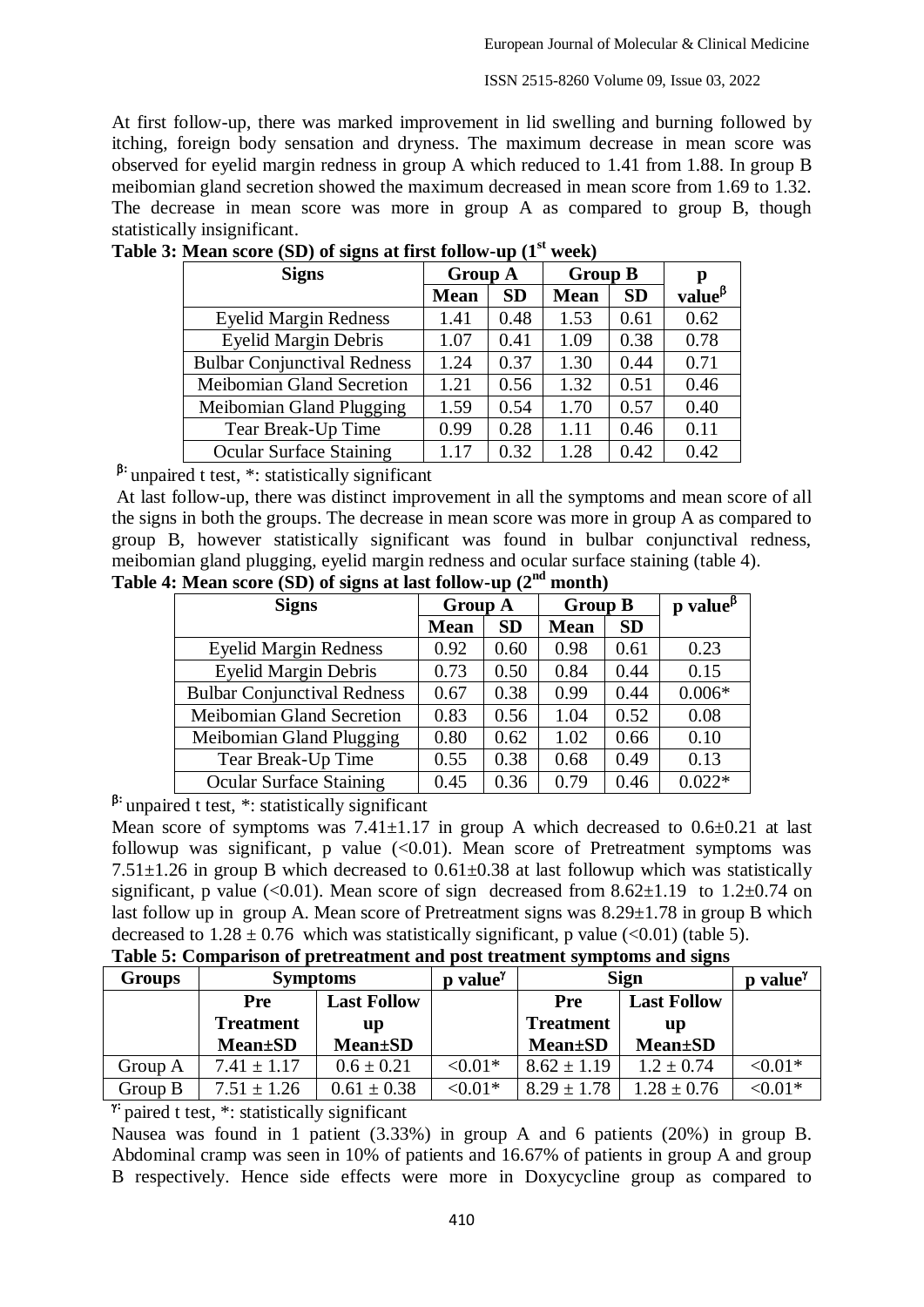At first follow-up, there was marked improvement in lid swelling and burning followed by itching, foreign body sensation and dryness. The maximum decrease in mean score was observed for eyelid margin redness in group A which reduced to 1.41 from 1.88. In group B meibomian gland secretion showed the maximum decreased in mean score from 1.69 to 1.32. The decrease in mean score was more in group A as compared to group B, though statistically insignificant.

**Table 3: Mean score (SD) of signs at first follow-up (1st week)**

| Signs | Group A | | Group B | | p value$^{\beta}$ |
|---|---|---|---|---|---|
| | Mean | SD | Mean | SD | |
| Eyelid Margin Redness | 1.41 | 0.48 | 1.53 | 0.61 | 0.62 |
| Eyelid Margin Debris | 1.07 | 0.41 | 1.09 | 0.38 | 0.78 |
| Bulbar Conjunctival Redness | 1.24 | 0.37 | 1.30 | 0.44 | 0.71 |
| Meibomian Gland Secretion | 1.21 | 0.56 | 1.32 | 0.51 | 0.46 |
| Meibomian Gland Plugging | 1.59 | 0.54 | 1.70 | 0.57 | 0.40 |
| Tear Break-Up Time | 0.99 | 0.28 | 1.11 | 0.46 | 0.11 |
| Ocular Surface Staining | 1.17 | 0.32 | 1.28 | 0.42 | 0.42 |

$^{\beta}$: unpaired t test, *: statistically significant

At last follow-up, there was distinct improvement in all the symptoms and mean score of all the signs in both the groups. The decrease in mean score was more in group A as compared to group B, however statistically significant was found in bulbar conjunctival redness, meibomian gland plugging, eyelid margin redness and ocular surface staining (table 4).

**Table 4: Mean score (SD) of signs at last follow-up (2nd month)**

| Signs | Group A | | Group B | | p value$^{\beta}$ |
|---|---|---|---|---|---|
| | Mean | SD | Mean | SD | |
| Eyelid Margin Redness | 0.92 | 0.60 | 0.98 | 0.61 | 0.23 |
| Eyelid Margin Debris | 0.73 | 0.50 | 0.84 | 0.44 | 0.15 |
| Bulbar Conjunctival Redness | 0.67 | 0.38 | 0.99 | 0.44 | 0.006* |
| Meibomian Gland Secretion | 0.83 | 0.56 | 1.04 | 0.52 | 0.08 |
| Meibomian Gland Plugging | 0.80 | 0.62 | 1.02 | 0.66 | 0.10 |
| Tear Break-Up Time | 0.55 | 0.38 | 0.68 | 0.49 | 0.13 |
| Ocular Surface Staining | 0.45 | 0.36 | 0.79 | 0.46 | 0.022* |

$^{\beta}$: unpaired t test, *: statistically significant

Mean score of symptoms was 7.41±1.17 in group A which decreased to 0.6±0.21 at last followup was significant, p value (<0.01). Mean score of Pretreatment symptoms was 7.51±1.26 in group B which decreased to 0.61±0.38 at last followup which was statistically significant, p value (<0.01). Mean score of sign decreased from 8.62±1.19 to 1.2±0.74 on last follow up in group A. Mean score of Pretreatment signs was 8.29±1.78 in group B which decreased to 1.28 ± 0.76 which was statistically significant, p value (<0.01) (table 5).

**Table 5: Comparison of pretreatment and post treatment symptoms and signs**

| Groups | Symptoms | | p value$^{\gamma}$ | Sign | | p value$^{\gamma}$ |
|---|---|---|---|---|---|---|
| | Pre Treatment Mean±SD | Last Follow up Mean±SD | | Pre Treatment Mean±SD | Last Follow up Mean±SD | |
| Group A | 7.41 ± 1.17 | 0.6 ± 0.21 | <0.01* | 8.62 ± 1.19 | 1.2 ± 0.74 | <0.01* |
| Group B | 7.51 ± 1.26 | 0.61 ± 0.38 | <0.01* | 8.29 ± 1.78 | 1.28 ± 0.76 | <0.01* |

$^{\gamma}$: paired t test, *: statistically significant

Nausea was found in 1 patient (3.33%) in group A and 6 patients (20%) in group B. Abdominal cramp was seen in 10% of patients and 16.67% of patients in group A and group B respectively. Hence side effects were more in Doxycycline group as compared to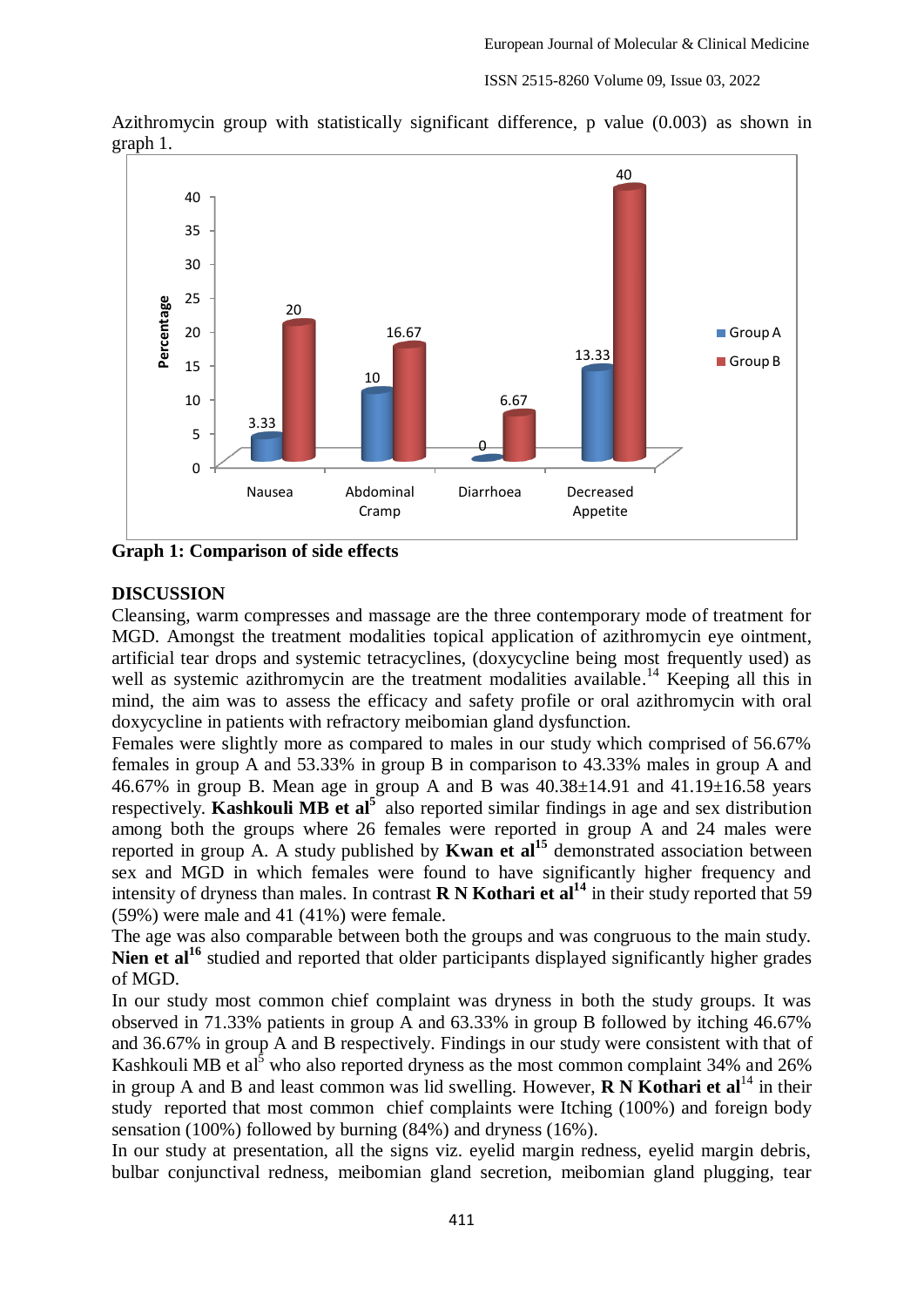Azithromycin group with statistically significant difference, p value (0.003) as shown in graph 1.

**Graph 1: Comparison of side effects**

## DISCUSSION

Cleansing, warm compresses and massage are the three contemporary mode of treatment for MGD. Amongst the treatment modalities topical application of azithromycin eye ointment, artificial tear drops and systemic tetracyclines, (doxycycline being most frequently used) as well as systemic azithromycin are the treatment modalities available.[14] Keeping all this in mind, the aim was to assess the efficacy and safety profile or oral azithromycin with oral doxycycline in patients with refractory meibomian gland dysfunction.

Females were slightly more as compared to males in our study which comprised of 56.67% females in group A and 53.33% in group B in comparison to 43.33% males in group A and 46.67% in group B. Mean age in group A and B was 40.38±14.91 and 41.19±16.58 years respectively. **Kashkouli MB et al**[5] also reported similar findings in age and sex distribution among both the groups where 26 females were reported in group A and 24 males were reported in group A. A study published by **Kwan et al**[15] demonstrated association between sex and MGD in which females were found to have significantly higher frequency and intensity of dryness than males. In contrast **R N Kothari et al**[14] in their study reported that 59 (59%) were male and 41 (41%) were female.

The age was also comparable between both the groups and was congruous to the main study. **Nien et al**[16] studied and reported that older participants displayed significantly higher grades of MGD.

In our study most common chief complaint was dryness in both the study groups. It was observed in 71.33% patients in group A and 63.33% in group B followed by itching 46.67% and 36.67% in group A and B respectively. Findings in our study were consistent with that of Kashkouli MB et al[5] who also reported dryness as the most common complaint 34% and 26% in group A and B and least common was lid swelling. However, **R N Kothari et al**[14] in their study reported that most common chief complaints were Itching (100%) and foreign body sensation (100%) followed by burning (84%) and dryness (16%).

In our study at presentation, all the signs viz. eyelid margin redness, eyelid margin debris, bulbar conjunctival redness, meibomian gland secretion, meibomian gland plugging, tear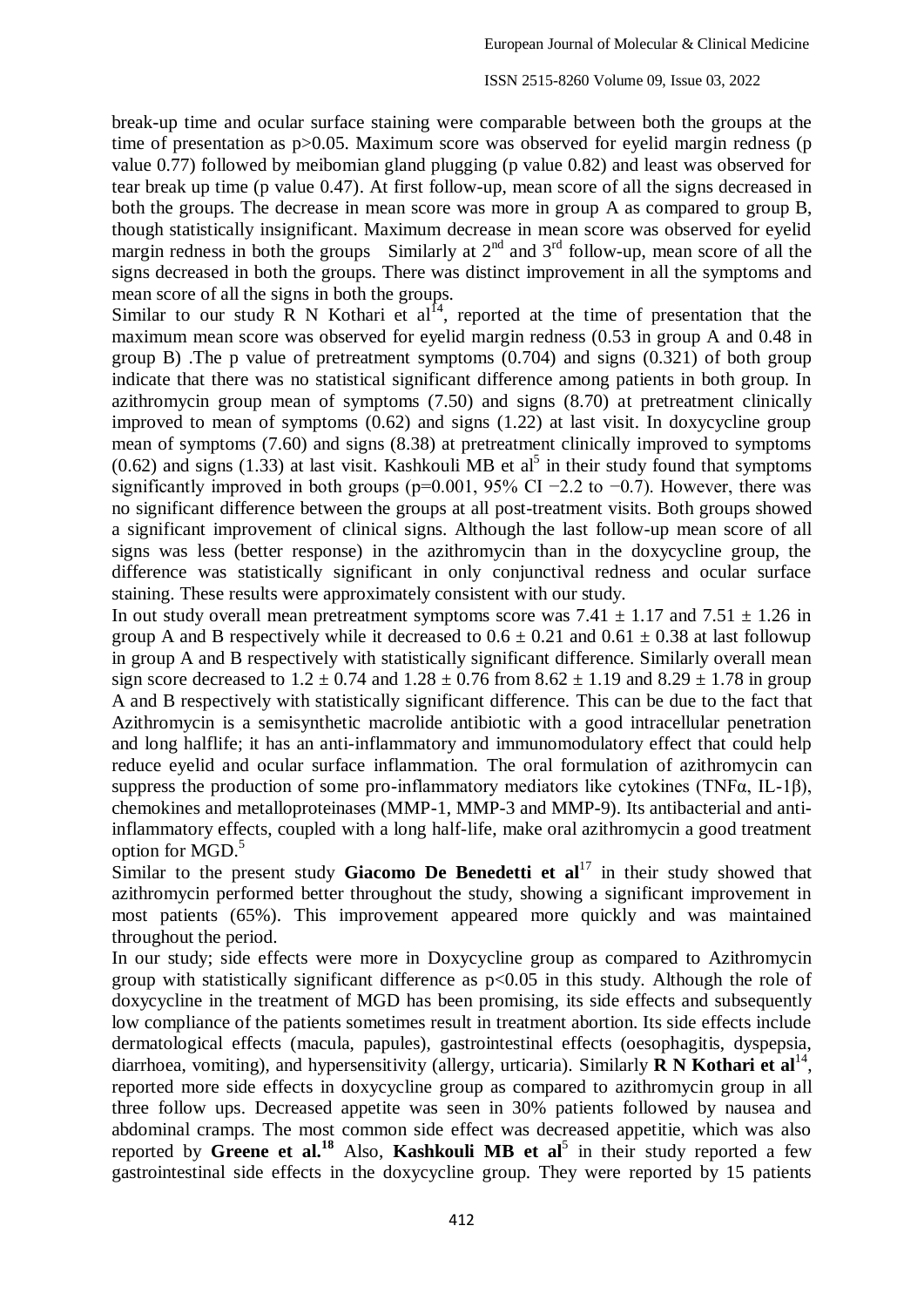break-up time and ocular surface staining were comparable between both the groups at the time of presentation as p>0.05. Maximum score was observed for eyelid margin redness (p value 0.77) followed by meibomian gland plugging (p value 0.82) and least was observed for tear break up time (p value 0.47). At first follow-up, mean score of all the signs decreased in both the groups. The decrease in mean score was more in group A as compared to group B, though statistically insignificant. Maximum decrease in mean score was observed for eyelid margin redness in both the groups  Similarly at 2nd and 3rd follow-up, mean score of all the signs decreased in both the groups. There was distinct improvement in all the symptoms and mean score of all the signs in both the groups.

Similar to our study R N Kothari et al[14], reported at the time of presentation that the maximum mean score was observed for eyelid margin redness (0.53 in group A and 0.48 in group B) .The p value of pretreatment symptoms (0.704) and signs (0.321) of both group indicate that there was no statistical significant difference among patients in both group. In azithromycin group mean of symptoms (7.50) and signs (8.70) at pretreatment clinically improved to mean of symptoms (0.62) and signs (1.22) at last visit. In doxycycline group mean of symptoms (7.60) and signs (8.38) at pretreatment clinically improved to symptoms (0.62) and signs (1.33) at last visit. Kashkouli MB et al[5] in their study found that symptoms significantly improved in both groups (p=0.001, 95% CI −2.2 to −0.7). However, there was no significant difference between the groups at all post-treatment visits. Both groups showed a significant improvement of clinical signs. Although the last follow-up mean score of all signs was less (better response) in the azithromycin than in the doxycycline group, the difference was statistically significant in only conjunctival redness and ocular surface staining. These results were approximately consistent with our study.

In out study overall mean pretreatment symptoms score was 7.41 ± 1.17 and 7.51 ± 1.26 in group A and B respectively while it decreased to 0.6 ± 0.21 and 0.61 ± 0.38 at last followup in group A and B respectively with statistically significant difference. Similarly overall mean sign score decreased to 1.2 ± 0.74 and 1.28 ± 0.76 from 8.62 ± 1.19 and 8.29 ± 1.78 in group A and B respectively with statistically significant difference. This can be due to the fact that Azithromycin is a semisynthetic macrolide antibiotic with a good intracellular penetration and long halflife; it has an anti-inflammatory and immunomodulatory effect that could help reduce eyelid and ocular surface inflammation. The oral formulation of azithromycin can suppress the production of some pro-inflammatory mediators like cytokines (TNFα, IL-1β), chemokines and metalloproteinases (MMP-1, MMP-3 and MMP-9). Its antibacterial and anti-inflammatory effects, coupled with a long half-life, make oral azithromycin a good treatment option for MGD.[5]

Similar to the present study **Giacomo De Benedetti et al**[17] in their study showed that azithromycin performed better throughout the study, showing a significant improvement in most patients (65%). This improvement appeared more quickly and was maintained throughout the period.

In our study; side effects were more in Doxycycline group as compared to Azithromycin group with statistically significant difference as $p<0.05$ in this study. Although the role of doxycycline in the treatment of MGD has been promising, its side effects and subsequently low compliance of the patients sometimes result in treatment abortion. Its side effects include dermatological effects (macula, papules), gastrointestinal effects (oesophagitis, dyspepsia, diarrhoea, vomiting), and hypersensitivity (allergy, urticaria). Similarly **R N Kothari et al**[14], reported more side effects in doxycycline group as compared to azithromycin group in all three follow ups. Decreased appetite was seen in 30% patients followed by nausea and abdominal cramps. The most common side effect was decreased appetitie, which was also reported by **Greene et al.**[18] Also, **Kashkouli MB et al**[5] in their study reported a few gastrointestinal side effects in the doxycycline group. They were reported by 15 patients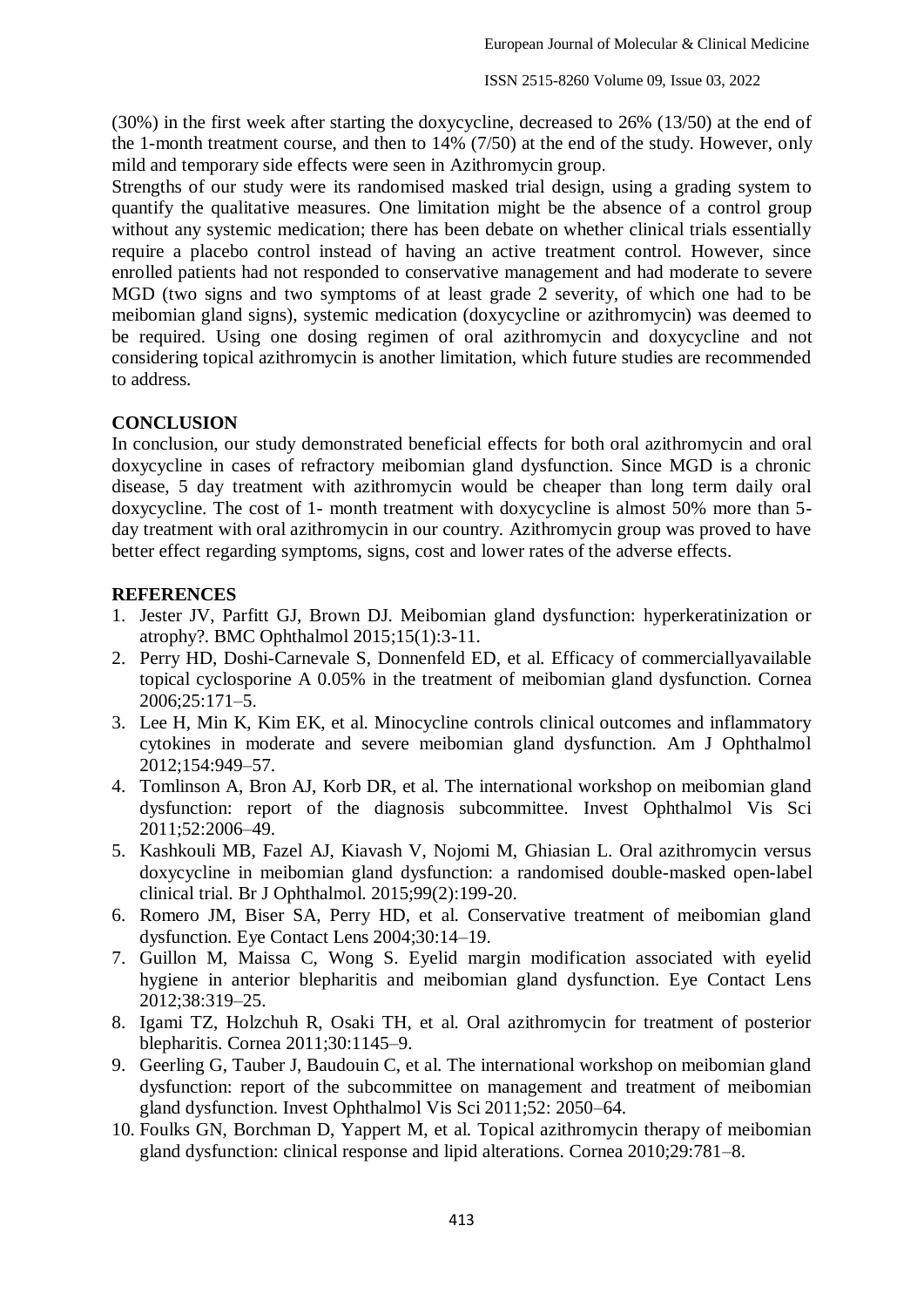(30%) in the first week after starting the doxycycline, decreased to 26% (13/50) at the end of the 1-month treatment course, and then to 14% (7/50) at the end of the study. However, only mild and temporary side effects were seen in Azithromycin group.

Strengths of our study were its randomised masked trial design, using a grading system to quantify the qualitative measures. One limitation might be the absence of a control group without any systemic medication; there has been debate on whether clinical trials essentially require a placebo control instead of having an active treatment control. However, since enrolled patients had not responded to conservative management and had moderate to severe MGD (two signs and two symptoms of at least grade 2 severity, of which one had to be meibomian gland signs), systemic medication (doxycycline or azithromycin) was deemed to be required. Using one dosing regimen of oral azithromycin and doxycycline and not considering topical azithromycin is another limitation, which future studies are recommended to address.

## CONCLUSION

In conclusion, our study demonstrated beneficial effects for both oral azithromycin and oral doxycycline in cases of refractory meibomian gland dysfunction. Since MGD is a chronic disease, 5 day treatment with azithromycin would be cheaper than long term daily oral doxycycline. The cost of 1- month treatment with doxycycline is almost 50% more than 5-day treatment with oral azithromycin in our country. Azithromycin group was proved to have better effect regarding symptoms, signs, cost and lower rates of the adverse effects.

## REFERENCES

1. Jester JV, Parfitt GJ, Brown DJ. Meibomian gland dysfunction: hyperkeratinization or atrophy?. BMC Ophthalmol 2015;15(1):3-11.
2. Perry HD, Doshi-Carnevale S, Donnenfeld ED, et al. Efficacy of commerciallyavailable topical cyclosporine A 0.05% in the treatment of meibomian gland dysfunction. Cornea 2006;25:171–5.
3. Lee H, Min K, Kim EK, et al. Minocycline controls clinical outcomes and inflammatory cytokines in moderate and severe meibomian gland dysfunction. Am J Ophthalmol 2012;154:949–57.
4. Tomlinson A, Bron AJ, Korb DR, et al. The international workshop on meibomian gland dysfunction: report of the diagnosis subcommittee. Invest Ophthalmol Vis Sci 2011;52:2006–49.
5. Kashkouli MB, Fazel AJ, Kiavash V, Nojomi M, Ghiasian L. Oral azithromycin versus doxycycline in meibomian gland dysfunction: a randomised double-masked open-label clinical trial. Br J Ophthalmol. 2015;99(2):199-20.
6. Romero JM, Biser SA, Perry HD, et al. Conservative treatment of meibomian gland dysfunction. Eye Contact Lens 2004;30:14–19.
7. Guillon M, Maissa C, Wong S. Eyelid margin modification associated with eyelid hygiene in anterior blepharitis and meibomian gland dysfunction. Eye Contact Lens 2012;38:319–25.
8. Igami TZ, Holzchuh R, Osaki TH, et al. Oral azithromycin for treatment of posterior blepharitis. Cornea 2011;30:1145–9.
9. Geerling G, Tauber J, Baudouin C, et al. The international workshop on meibomian gland dysfunction: report of the subcommittee on management and treatment of meibomian gland dysfunction. Invest Ophthalmol Vis Sci 2011;52: 2050–64.
10. Foulks GN, Borchman D, Yappert M, et al. Topical azithromycin therapy of meibomian gland dysfunction: clinical response and lipid alterations. Cornea 2010;29:781–8.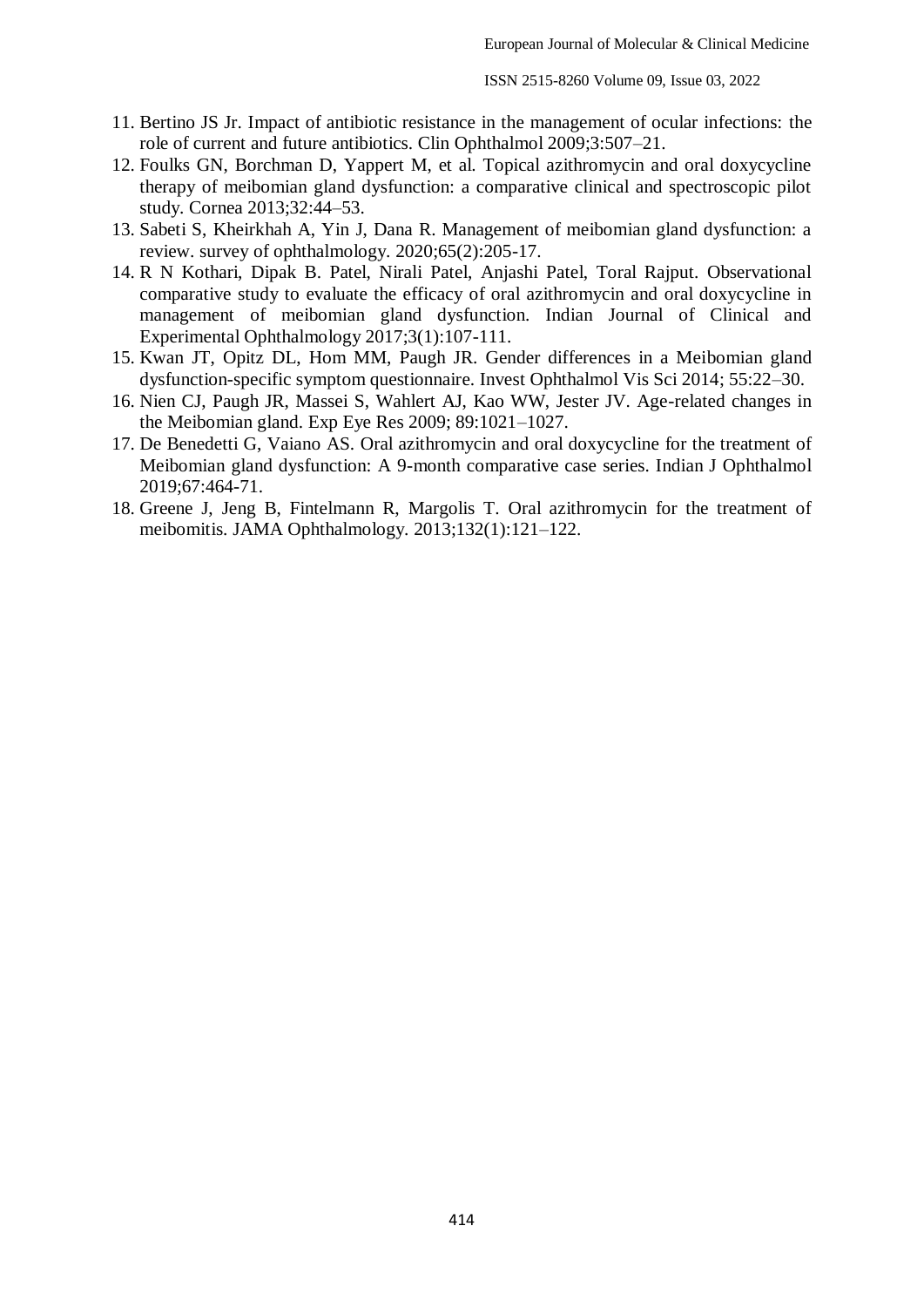11. Bertino JS Jr. Impact of antibiotic resistance in the management of ocular infections: the role of current and future antibiotics. Clin Ophthalmol 2009;3:507–21.
12. Foulks GN, Borchman D, Yappert M, et al. Topical azithromycin and oral doxycycline therapy of meibomian gland dysfunction: a comparative clinical and spectroscopic pilot study. Cornea 2013;32:44–53.
13. Sabeti S, Kheirkhah A, Yin J, Dana R. Management of meibomian gland dysfunction: a review. survey of ophthalmology. 2020;65(2):205-17.
14. R N Kothari, Dipak B. Patel, Nirali Patel, Anjashi Patel, Toral Rajput. Observational comparative study to evaluate the efficacy of oral azithromycin and oral doxycycline in management of meibomian gland dysfunction. Indian Journal of Clinical and Experimental Ophthalmology 2017;3(1):107-111.
15. Kwan JT, Opitz DL, Hom MM, Paugh JR. Gender differences in a Meibomian gland dysfunction-specific symptom questionnaire. Invest Ophthalmol Vis Sci 2014; 55:22–30.
16. Nien CJ, Paugh JR, Massei S, Wahlert AJ, Kao WW, Jester JV. Age-related changes in the Meibomian gland. Exp Eye Res 2009; 89:1021–1027.
17. De Benedetti G, Vaiano AS. Oral azithromycin and oral doxycycline for the treatment of Meibomian gland dysfunction: A 9-month comparative case series. Indian J Ophthalmol 2019;67:464-71.
18. Greene J, Jeng B, Fintelmann R, Margolis T. Oral azithromycin for the treatment of meibomitis. JAMA Ophthalmology. 2013;132(1):121–122.